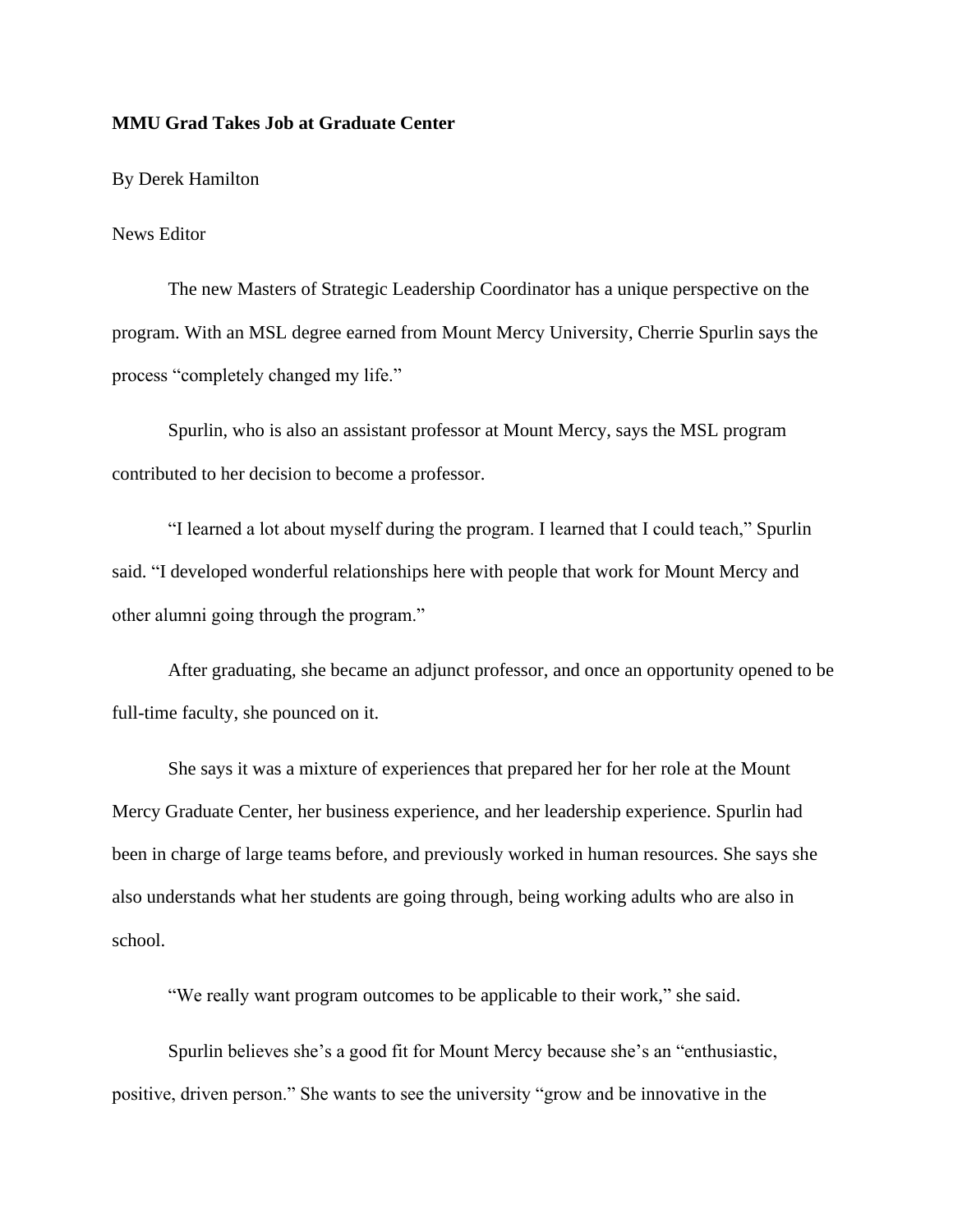**MMU Grad Takes Job at Graduate Center**

By Derek Hamilton

News Editor

The new Masters of Strategic Leadership Coordinator has a unique perspective on the program. With an MSL degree earned from Mount Mercy University, Cherrie Spurlin says the process "completely changed my life."

Spurlin, who is also an assistant professor at Mount Mercy, says the MSL program contributed to her decision to become a professor.

"I learned a lot about myself during the program. I learned that I could teach," Spurlin said. "I developed wonderful relationships here with people that work for Mount Mercy and other alumni going through the program."

After graduating, she became an adjunct professor, and once an opportunity opened to be full-time faculty, she pounced on it.

She says it was a mixture of experiences that prepared her for her role at the Mount Mercy Graduate Center, her business experience, and her leadership experience. Spurlin had been in charge of large teams before, and previously worked in human resources. She says she also understands what her students are going through, being working adults who are also in school.

"We really want program outcomes to be applicable to their work," she said.

Spurlin believes she's a good fit for Mount Mercy because she's an "enthusiastic, positive, driven person." She wants to see the university "grow and be innovative in the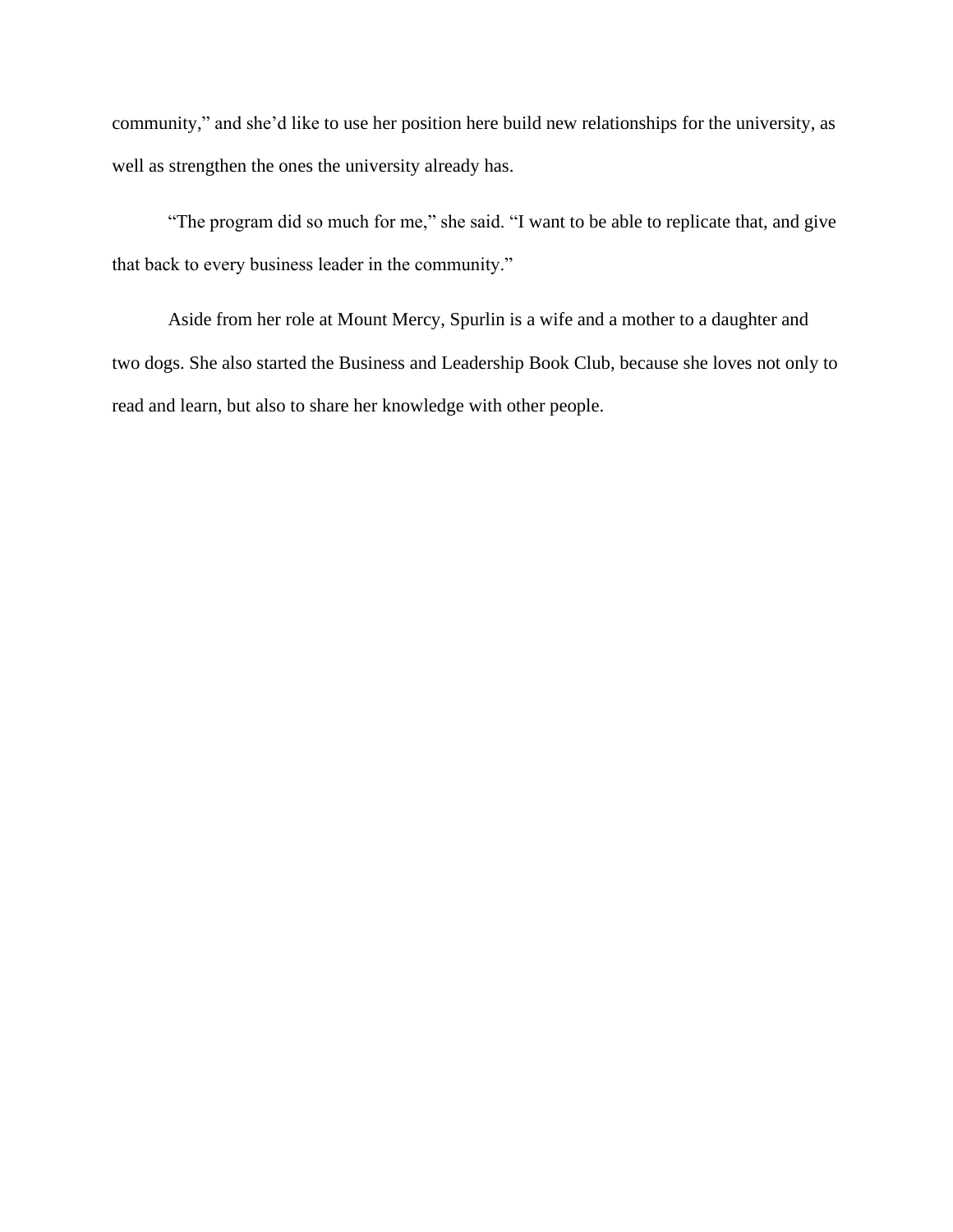community," and she'd like to use her position here build new relationships for the university, as well as strengthen the ones the university already has.

"The program did so much for me," she said. "I want to be able to replicate that, and give that back to every business leader in the community."

Aside from her role at Mount Mercy, Spurlin is a wife and a mother to a daughter and two dogs. She also started the Business and Leadership Book Club, because she loves not only to read and learn, but also to share her knowledge with other people.